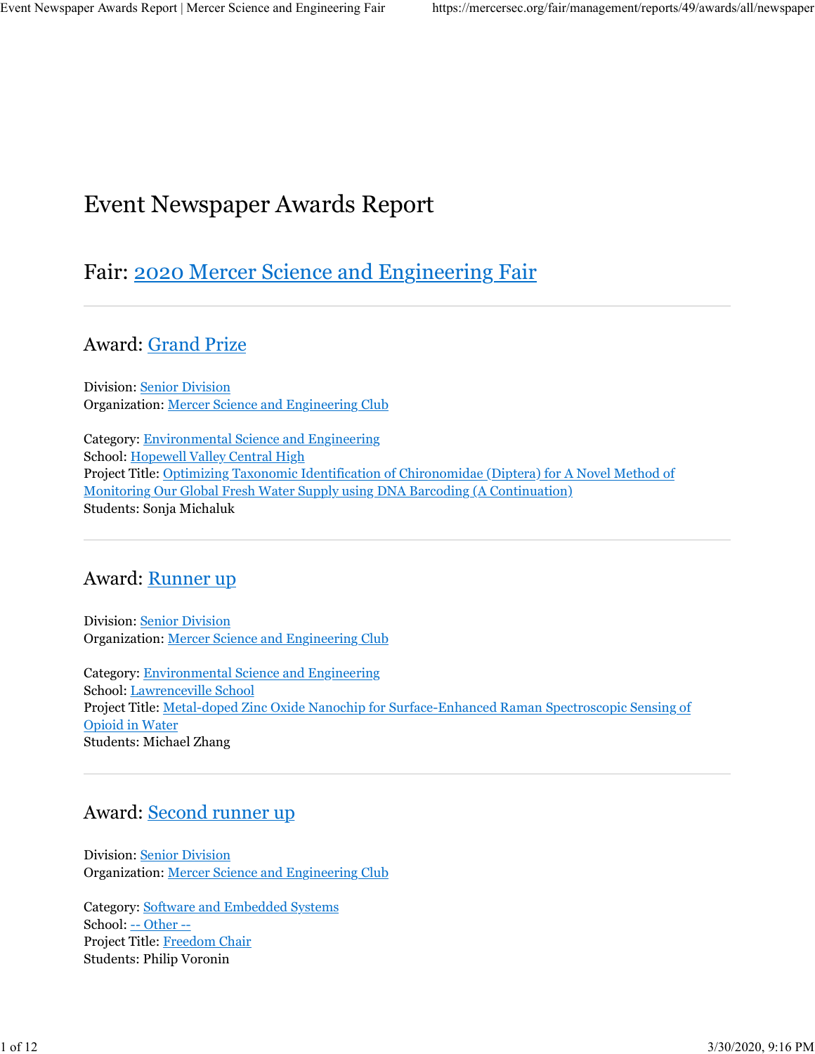# Event Newspaper Awards Report

## Fair: 2020 Mercer Science and Engineering Fair

---

### Award: Grand Prize

Division: Senior Division
Organization: Mercer Science and Engineering Club

Category: Environmental Science and Engineering
School: Hopewell Valley Central High
Project Title: Optimizing Taxonomic Identification of Chironomidae (Diptera) for A Novel Method of Monitoring Our Global Fresh Water Supply using DNA Barcoding (A Continuation)
Students: Sonja Michaluk

---

### Award: Runner up

Division: Senior Division
Organization: Mercer Science and Engineering Club

Category: Environmental Science and Engineering
School: Lawrenceville School
Project Title: Metal-doped Zinc Oxide Nanochip for Surface-Enhanced Raman Spectroscopic Sensing of Opioid in Water
Students: Michael Zhang

---

### Award: Second runner up

Division: Senior Division
Organization: Mercer Science and Engineering Club

Category: Software and Embedded Systems
School: -- Other --
Project Title: Freedom Chair
Students: Philip Voronin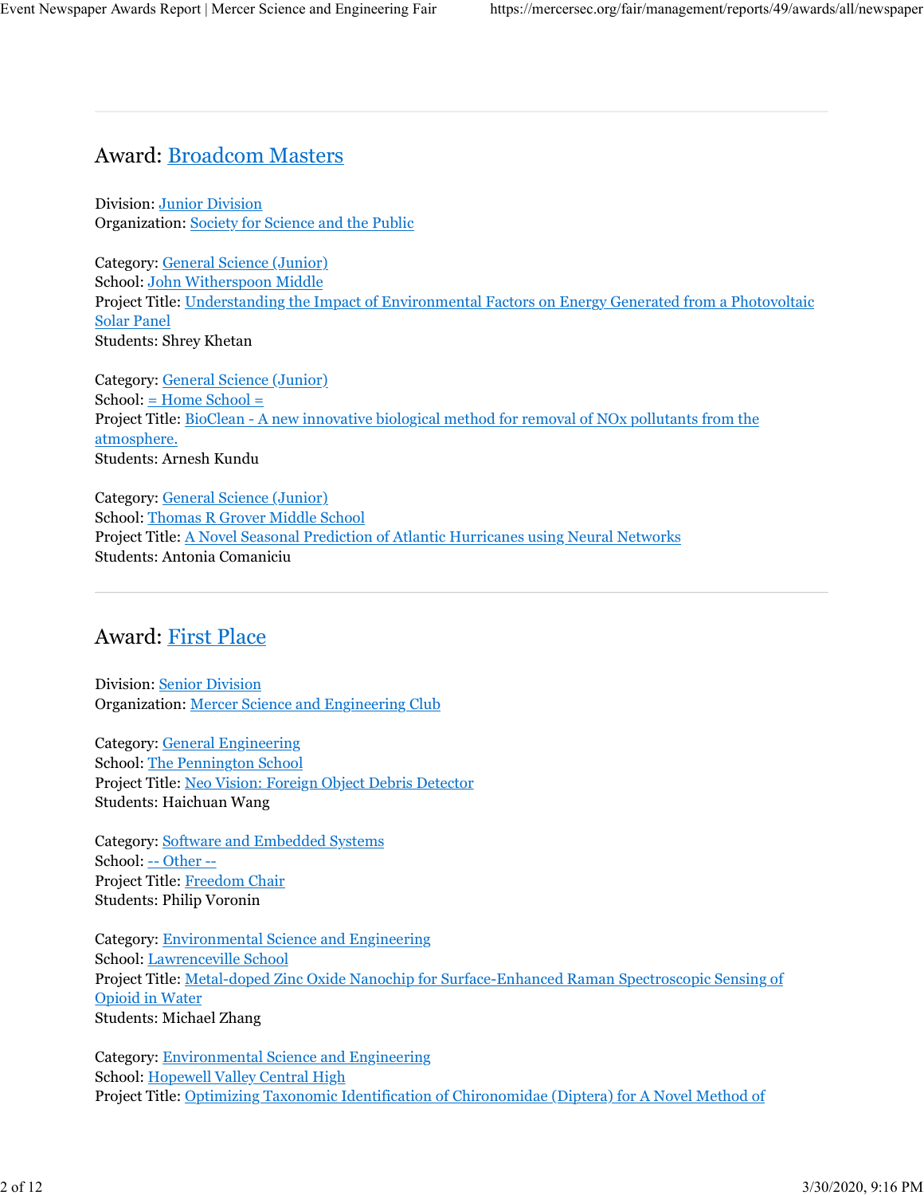## Award: Broadcom Masters

Division: Junior Division
Organization: Society for Science and the Public

Category: General Science (Junior)
School: John Witherspoon Middle
Project Title: Understanding the Impact of Environmental Factors on Energy Generated from a Photovoltaic Solar Panel
Students: Shrey Khetan

Category: General Science (Junior)
School: = Home School =
Project Title: BioClean - A new innovative biological method for removal of NOx pollutants from the atmosphere.
Students: Arnesh Kundu

Category: General Science (Junior)
School: Thomas R Grover Middle School
Project Title: A Novel Seasonal Prediction of Atlantic Hurricanes using Neural Networks
Students: Antonia Comaniciu

---

## Award: First Place

Division: Senior Division
Organization: Mercer Science and Engineering Club

Category: General Engineering
School: The Pennington School
Project Title: Neo Vision: Foreign Object Debris Detector
Students: Haichuan Wang

Category: Software and Embedded Systems
School: -- Other --
Project Title: Freedom Chair
Students: Philip Voronin

Category: Environmental Science and Engineering
School: Lawrenceville School
Project Title: Metal-doped Zinc Oxide Nanochip for Surface-Enhanced Raman Spectroscopic Sensing of Opioid in Water
Students: Michael Zhang

Category: Environmental Science and Engineering
School: Hopewell Valley Central High
Project Title: Optimizing Taxonomic Identification of Chironomidae (Diptera) for A Novel Method of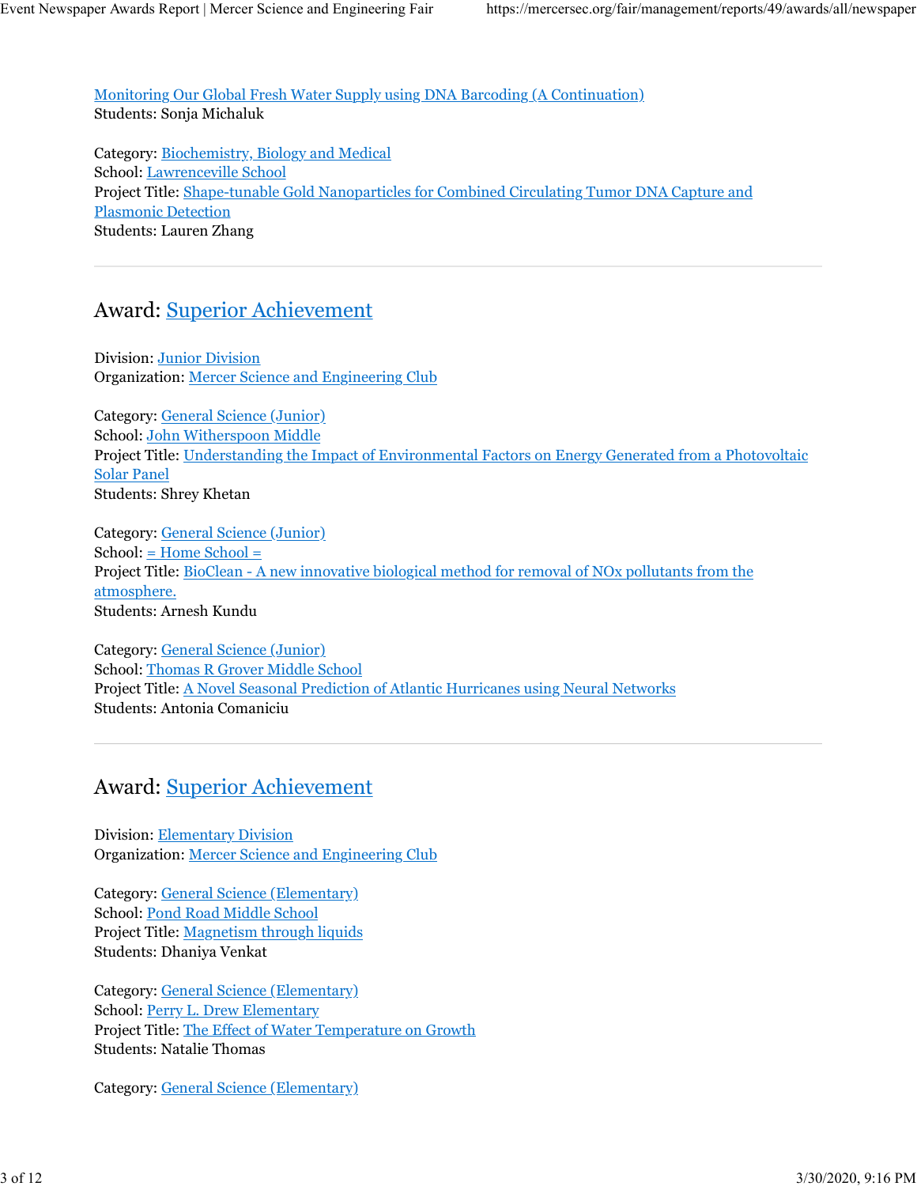[Monitoring Our Global Fresh Water Supply using DNA Barcoding (A Continuation)]
Students: Sonja Michaluk

Category: [Biochemistry, Biology and Medical]
School: [Lawrenceville School]
Project Title: [Shape-tunable Gold Nanoparticles for Combined Circulating Tumor DNA Capture and Plasmonic Detection]
Students: Lauren Zhang

---

## Award: Superior Achievement

Division: Junior Division
Organization: Mercer Science and Engineering Club

Category: General Science (Junior)
School: John Witherspoon Middle
Project Title: Understanding the Impact of Environmental Factors on Energy Generated from a Photovoltaic Solar Panel
Students: Shrey Khetan

Category: General Science (Junior)
School: = Home School =
Project Title: BioClean - A new innovative biological method for removal of NOx pollutants from the atmosphere.
Students: Arnesh Kundu

Category: General Science (Junior)
School: Thomas R Grover Middle School
Project Title: A Novel Seasonal Prediction of Atlantic Hurricanes using Neural Networks
Students: Antonia Comaniciu

---

## Award: Superior Achievement

Division: Elementary Division
Organization: Mercer Science and Engineering Club

Category: General Science (Elementary)
School: Pond Road Middle School
Project Title: Magnetism through liquids
Students: Dhaniya Venkat

Category: General Science (Elementary)
School: Perry L. Drew Elementary
Project Title: The Effect of Water Temperature on Growth
Students: Natalie Thomas

Category: General Science (Elementary)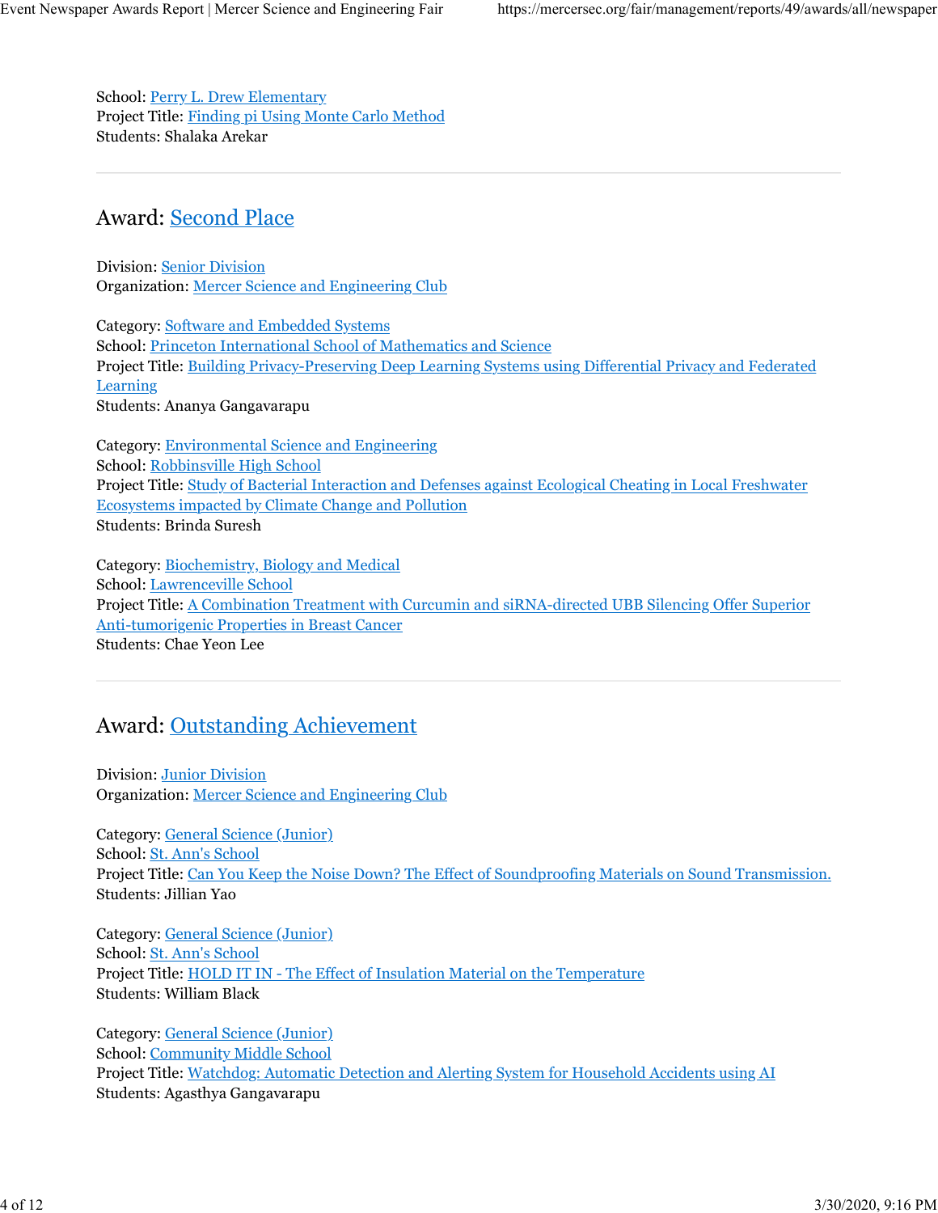School: Perry L. Drew Elementary
Project Title: Finding pi Using Monte Carlo Method
Students: Shalaka Arekar

---

## Award: Second Place

Division: Senior Division
Organization: Mercer Science and Engineering Club

Category: Software and Embedded Systems
School: Princeton International School of Mathematics and Science
Project Title: Building Privacy-Preserving Deep Learning Systems using Differential Privacy and Federated Learning
Students: Ananya Gangavarapu

Category: Environmental Science and Engineering
School: Robbinsville High School
Project Title: Study of Bacterial Interaction and Defenses against Ecological Cheating in Local Freshwater Ecosystems impacted by Climate Change and Pollution
Students: Brinda Suresh

Category: Biochemistry, Biology and Medical
School: Lawrenceville School
Project Title: A Combination Treatment with Curcumin and siRNA-directed UBB Silencing Offer Superior Anti-tumorigenic Properties in Breast Cancer
Students: Chae Yeon Lee

---

## Award: Outstanding Achievement

Division: Junior Division
Organization: Mercer Science and Engineering Club

Category: General Science (Junior)
School: St. Ann's School
Project Title: Can You Keep the Noise Down? The Effect of Soundproofing Materials on Sound Transmission.
Students: Jillian Yao

Category: General Science (Junior)
School: St. Ann's School
Project Title: HOLD IT IN - The Effect of Insulation Material on the Temperature
Students: William Black

Category: General Science (Junior)
School: Community Middle School
Project Title: Watchdog: Automatic Detection and Alerting System for Household Accidents using AI
Students: Agasthya Gangavarapu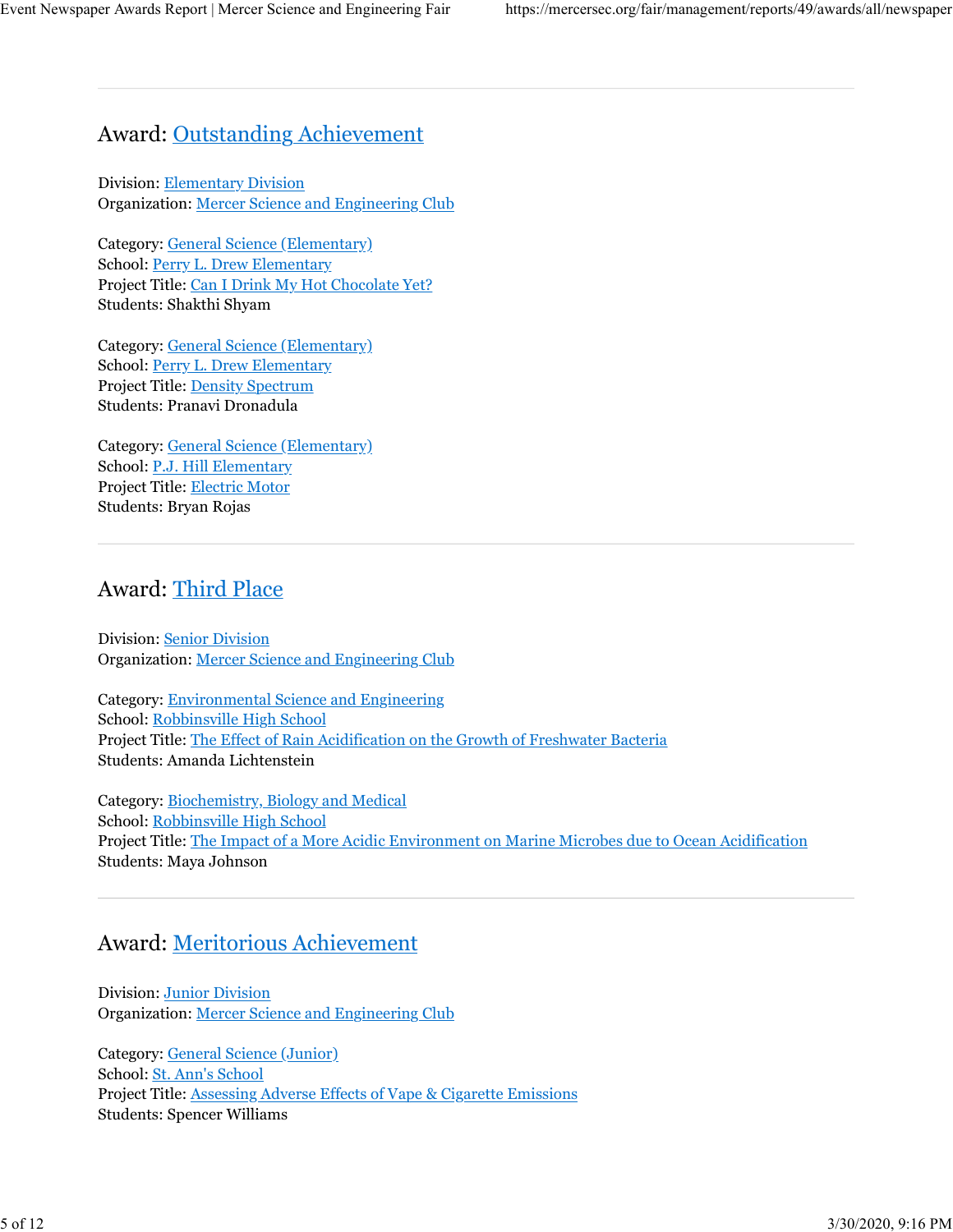---

## Award: Outstanding Achievement

Division: Elementary Division
Organization: Mercer Science and Engineering Club

Category: General Science (Elementary)
School: Perry L. Drew Elementary
Project Title: Can I Drink My Hot Chocolate Yet?
Students: Shakthi Shyam

Category: General Science (Elementary)
School: Perry L. Drew Elementary
Project Title: Density Spectrum
Students: Pranavi Dronadula

Category: General Science (Elementary)
School: P.J. Hill Elementary
Project Title: Electric Motor
Students: Bryan Rojas

---

## Award: Third Place

Division: Senior Division
Organization: Mercer Science and Engineering Club

Category: Environmental Science and Engineering
School: Robbinsville High School
Project Title: The Effect of Rain Acidification on the Growth of Freshwater Bacteria
Students: Amanda Lichtenstein

Category: Biochemistry, Biology and Medical
School: Robbinsville High School
Project Title: The Impact of a More Acidic Environment on Marine Microbes due to Ocean Acidification
Students: Maya Johnson

---

## Award: Meritorious Achievement

Division: Junior Division
Organization: Mercer Science and Engineering Club

Category: General Science (Junior)
School: St. Ann's School
Project Title: Assessing Adverse Effects of Vape & Cigarette Emissions
Students: Spencer Williams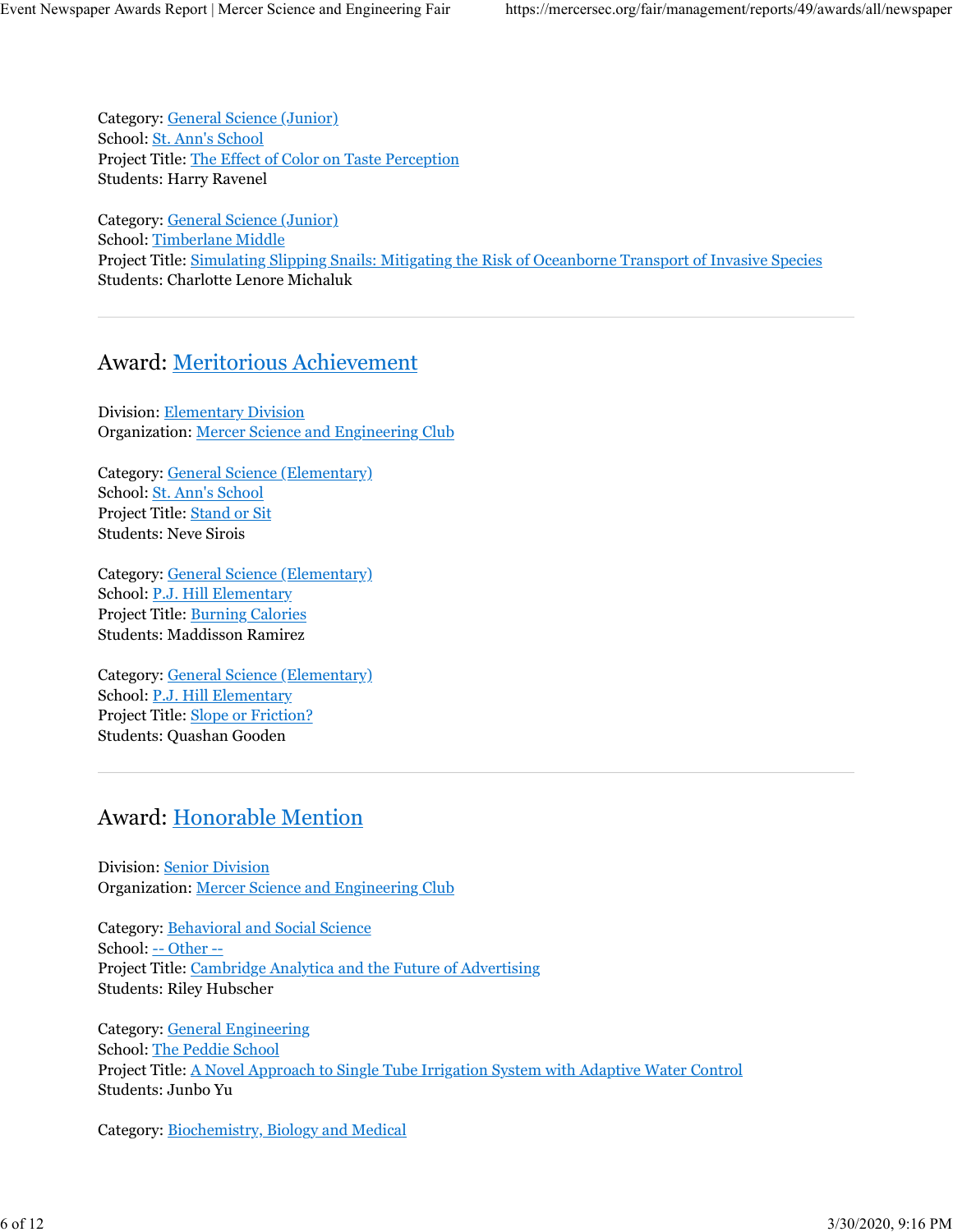Category: General Science (Junior)
School: St. Ann's School
Project Title: The Effect of Color on Taste Perception
Students: Harry Ravenel

Category: General Science (Junior)
School: Timberlane Middle
Project Title: Simulating Slipping Snails: Mitigating the Risk of Oceanborne Transport of Invasive Species
Students: Charlotte Lenore Michaluk

---

## Award: Meritorious Achievement

Division: Elementary Division
Organization: Mercer Science and Engineering Club

Category: General Science (Elementary)
School: St. Ann's School
Project Title: Stand or Sit
Students: Neve Sirois

Category: General Science (Elementary)
School: P.J. Hill Elementary
Project Title: Burning Calories
Students: Maddisson Ramirez

Category: General Science (Elementary)
School: P.J. Hill Elementary
Project Title: Slope or Friction?
Students: Quashan Gooden

---

## Award: Honorable Mention

Division: Senior Division
Organization: Mercer Science and Engineering Club

Category: Behavioral and Social Science
School: -- Other --
Project Title: Cambridge Analytica and the Future of Advertising
Students: Riley Hubscher

Category: General Engineering
School: The Peddie School
Project Title: A Novel Approach to Single Tube Irrigation System with Adaptive Water Control
Students: Junbo Yu

Category: Biochemistry, Biology and Medical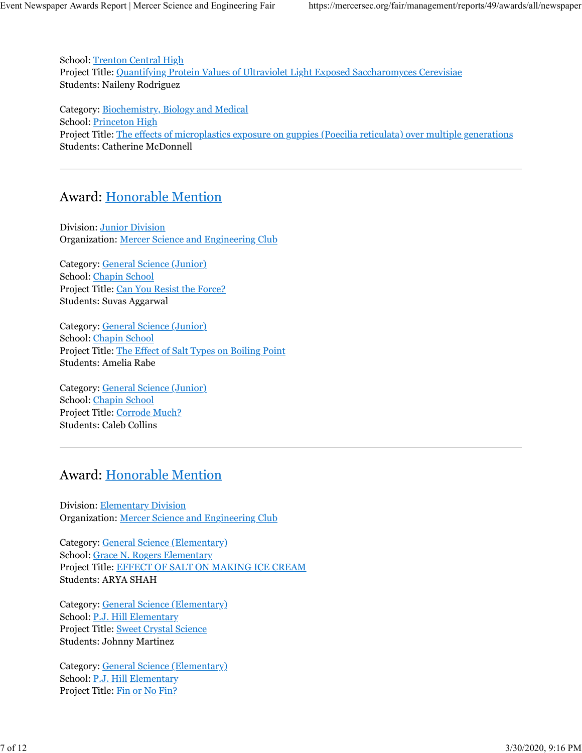School: Trenton Central High
Project Title: Quantifying Protein Values of Ultraviolet Light Exposed Saccharomyces Cerevisiae
Students: Naileny Rodriguez

Category: Biochemistry, Biology and Medical
School: Princeton High
Project Title: The effects of microplastics exposure on guppies (Poecilia reticulata) over multiple generations
Students: Catherine McDonnell

---

## Award: Honorable Mention

Division: Junior Division
Organization: Mercer Science and Engineering Club

Category: General Science (Junior)
School: Chapin School
Project Title: Can You Resist the Force?
Students: Suvas Aggarwal

Category: General Science (Junior)
School: Chapin School
Project Title: The Effect of Salt Types on Boiling Point
Students: Amelia Rabe

Category: General Science (Junior)
School: Chapin School
Project Title: Corrode Much?
Students: Caleb Collins

---

## Award: Honorable Mention

Division: Elementary Division
Organization: Mercer Science and Engineering Club

Category: General Science (Elementary)
School: Grace N. Rogers Elementary
Project Title: EFFECT OF SALT ON MAKING ICE CREAM
Students: ARYA SHAH

Category: General Science (Elementary)
School: P.J. Hill Elementary
Project Title: Sweet Crystal Science
Students: Johnny Martinez

Category: General Science (Elementary)
School: P.J. Hill Elementary
Project Title: Fin or No Fin?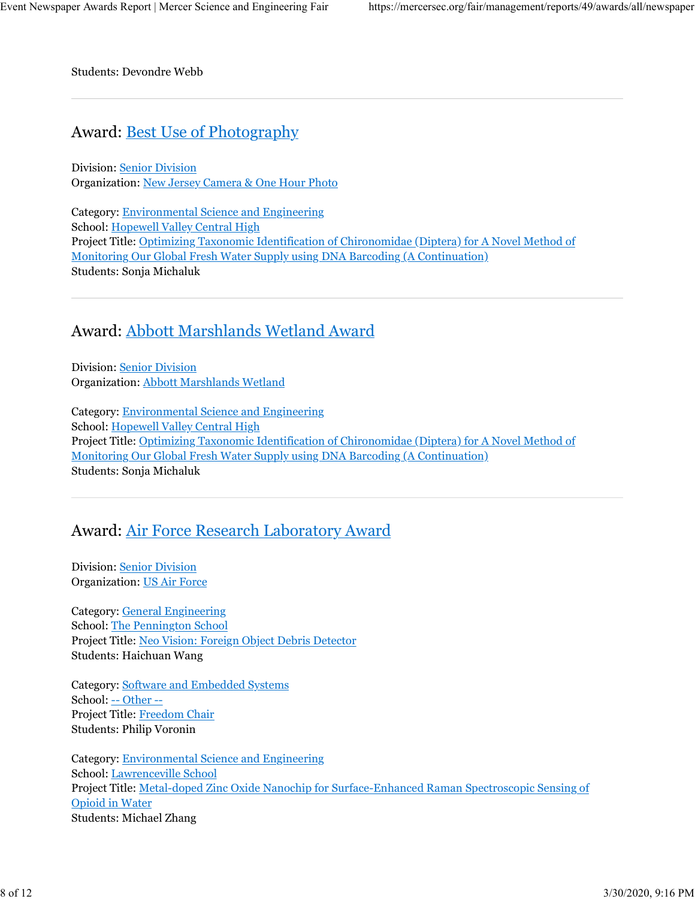Students: Devondre Webb

---

## Award: Best Use of Photography

Division: Senior Division
Organization: New Jersey Camera & One Hour Photo

Category: Environmental Science and Engineering
School: Hopewell Valley Central High
Project Title: Optimizing Taxonomic Identification of Chironomidae (Diptera) for A Novel Method of Monitoring Our Global Fresh Water Supply using DNA Barcoding (A Continuation)
Students: Sonja Michaluk

---

## Award: Abbott Marshlands Wetland Award

Division: Senior Division
Organization: Abbott Marshlands Wetland

Category: Environmental Science and Engineering
School: Hopewell Valley Central High
Project Title: Optimizing Taxonomic Identification of Chironomidae (Diptera) for A Novel Method of Monitoring Our Global Fresh Water Supply using DNA Barcoding (A Continuation)
Students: Sonja Michaluk

---

## Award: Air Force Research Laboratory Award

Division: Senior Division
Organization: US Air Force

Category: General Engineering
School: The Pennington School
Project Title: Neo Vision: Foreign Object Debris Detector
Students: Haichuan Wang

Category: Software and Embedded Systems
School: -- Other --
Project Title: Freedom Chair
Students: Philip Voronin

Category: Environmental Science and Engineering
School: Lawrenceville School
Project Title: Metal-doped Zinc Oxide Nanochip for Surface-Enhanced Raman Spectroscopic Sensing of Opioid in Water
Students: Michael Zhang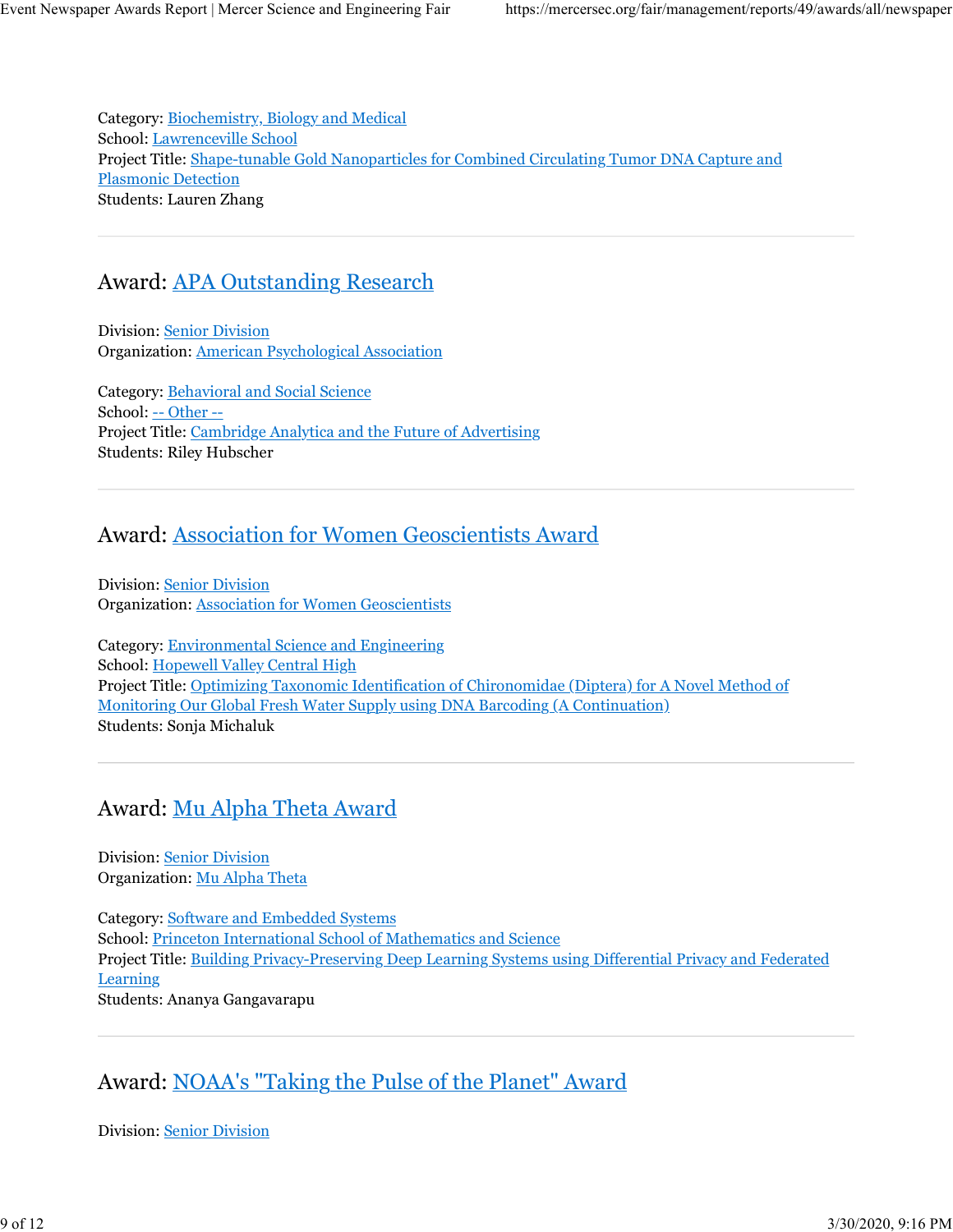Category: Biochemistry, Biology and Medical
School: Lawrenceville School
Project Title: Shape-tunable Gold Nanoparticles for Combined Circulating Tumor DNA Capture and Plasmonic Detection
Students: Lauren Zhang

---

## Award: APA Outstanding Research

Division: Senior Division
Organization: American Psychological Association

Category: Behavioral and Social Science
School: -- Other --
Project Title: Cambridge Analytica and the Future of Advertising
Students: Riley Hubscher

---

## Award: Association for Women Geoscientists Award

Division: Senior Division
Organization: Association for Women Geoscientists

Category: Environmental Science and Engineering
School: Hopewell Valley Central High
Project Title: Optimizing Taxonomic Identification of Chironomidae (Diptera) for A Novel Method of Monitoring Our Global Fresh Water Supply using DNA Barcoding (A Continuation)
Students: Sonja Michaluk

---

## Award: Mu Alpha Theta Award

Division: Senior Division
Organization: Mu Alpha Theta

Category: Software and Embedded Systems
School: Princeton International School of Mathematics and Science
Project Title: Building Privacy-Preserving Deep Learning Systems using Differential Privacy and Federated Learning
Students: Ananya Gangavarapu

---

## Award: NOAA's "Taking the Pulse of the Planet" Award

Division: Senior Division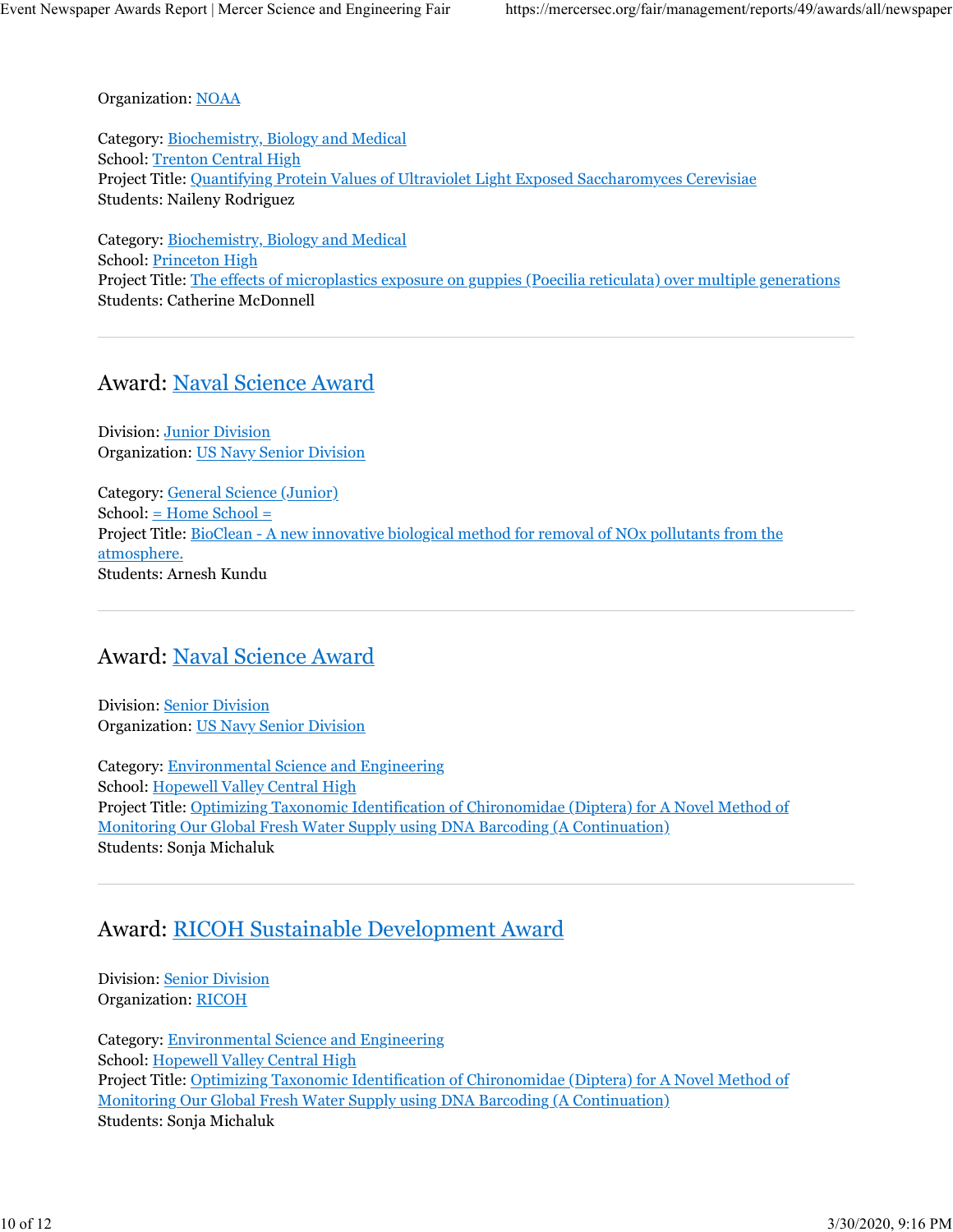Organization: NOAA

Category: Biochemistry, Biology and Medical
School: Trenton Central High
Project Title: Quantifying Protein Values of Ultraviolet Light Exposed Saccharomyces Cerevisiae
Students: Naileny Rodriguez

Category: Biochemistry, Biology and Medical
School: Princeton High
Project Title: The effects of microplastics exposure on guppies (Poecilia reticulata) over multiple generations
Students: Catherine McDonnell

---

## Award: Naval Science Award

Division: Junior Division
Organization: US Navy Senior Division

Category: General Science (Junior)
School: = Home School =
Project Title: BioClean - A new innovative biological method for removal of NOx pollutants from the atmosphere.
Students: Arnesh Kundu

---

## Award: Naval Science Award

Division: Senior Division
Organization: US Navy Senior Division

Category: Environmental Science and Engineering
School: Hopewell Valley Central High
Project Title: Optimizing Taxonomic Identification of Chironomidae (Diptera) for A Novel Method of Monitoring Our Global Fresh Water Supply using DNA Barcoding (A Continuation)
Students: Sonja Michaluk

---

## Award: RICOH Sustainable Development Award

Division: Senior Division
Organization: RICOH

Category: Environmental Science and Engineering
School: Hopewell Valley Central High
Project Title: Optimizing Taxonomic Identification of Chironomidae (Diptera) for A Novel Method of Monitoring Our Global Fresh Water Supply using DNA Barcoding (A Continuation)
Students: Sonja Michaluk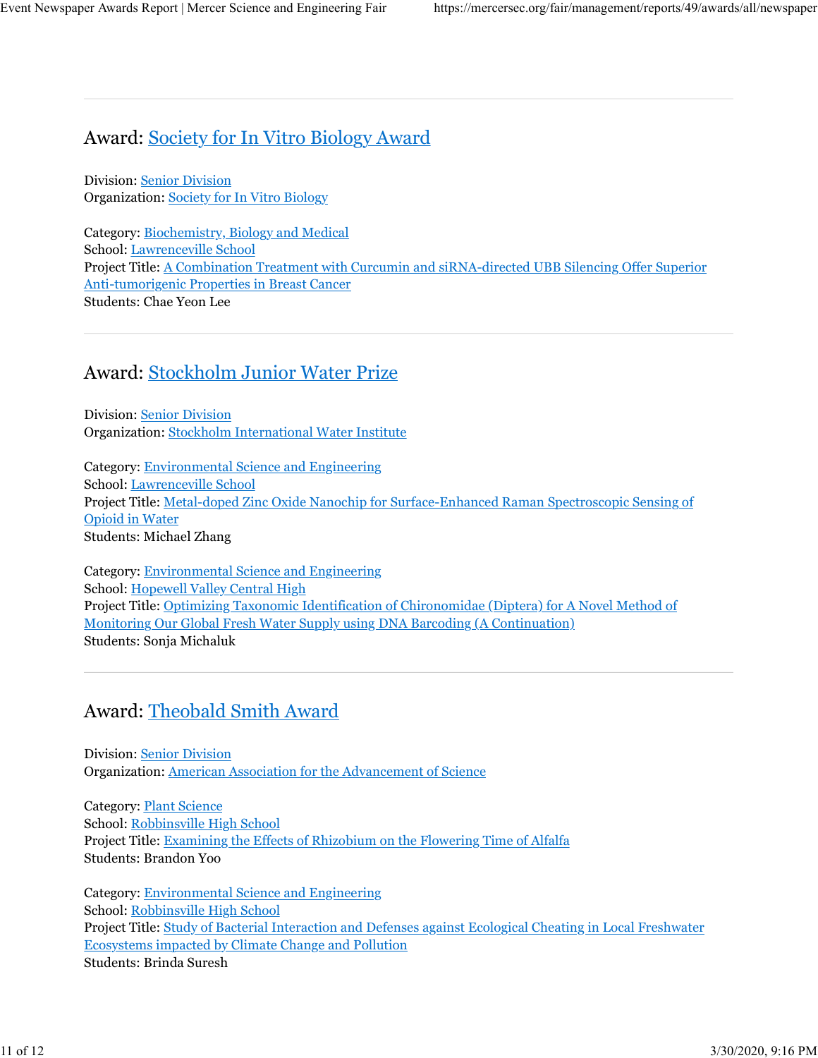---

## Award: Society for In Vitro Biology Award

Division: Senior Division
Organization: Society for In Vitro Biology

Category: Biochemistry, Biology and Medical
School: Lawrenceville School
Project Title: A Combination Treatment with Curcumin and siRNA-directed UBB Silencing Offer Superior Anti-tumorigenic Properties in Breast Cancer
Students: Chae Yeon Lee

---

## Award: Stockholm Junior Water Prize

Division: Senior Division
Organization: Stockholm International Water Institute

Category: Environmental Science and Engineering
School: Lawrenceville School
Project Title: Metal-doped Zinc Oxide Nanochip for Surface-Enhanced Raman Spectroscopic Sensing of Opioid in Water
Students: Michael Zhang

Category: Environmental Science and Engineering
School: Hopewell Valley Central High
Project Title: Optimizing Taxonomic Identification of Chironomidae (Diptera) for A Novel Method of Monitoring Our Global Fresh Water Supply using DNA Barcoding (A Continuation)
Students: Sonja Michaluk

---

## Award: Theobald Smith Award

Division: Senior Division
Organization: American Association for the Advancement of Science

Category: Plant Science
School: Robbinsville High School
Project Title: Examining the Effects of Rhizobium on the Flowering Time of Alfalfa
Students: Brandon Yoo

Category: Environmental Science and Engineering
School: Robbinsville High School
Project Title: Study of Bacterial Interaction and Defenses against Ecological Cheating in Local Freshwater Ecosystems impacted by Climate Change and Pollution
Students: Brinda Suresh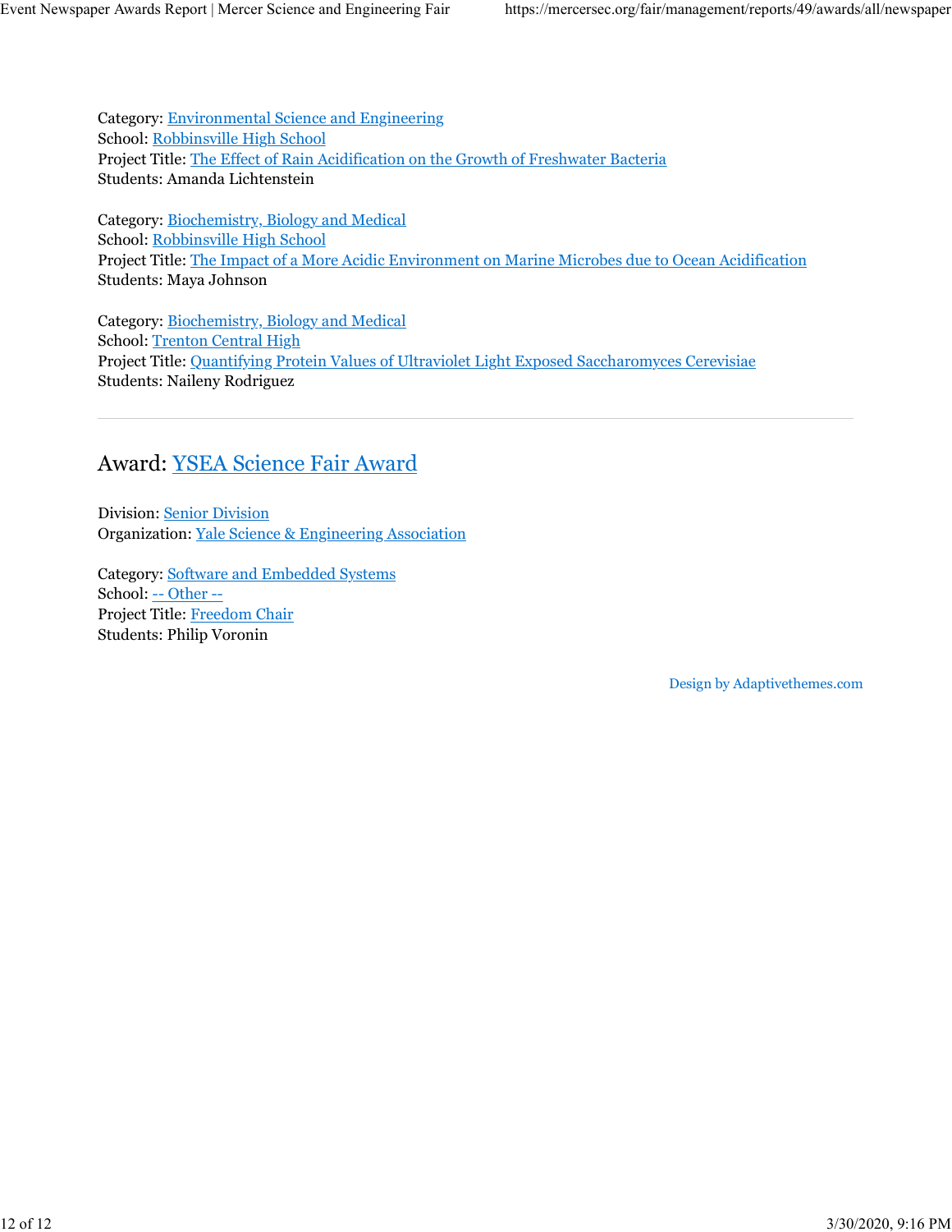Category: Environmental Science and Engineering
School: Robbinsville High School
Project Title: The Effect of Rain Acidification on the Growth of Freshwater Bacteria
Students: Amanda Lichtenstein

Category: Biochemistry, Biology and Medical
School: Robbinsville High School
Project Title: The Impact of a More Acidic Environment on Marine Microbes due to Ocean Acidification
Students: Maya Johnson

Category: Biochemistry, Biology and Medical
School: Trenton Central High
Project Title: Quantifying Protein Values of Ultraviolet Light Exposed Saccharomyces Cerevisiae
Students: Naileny Rodriguez

---

## Award: YSEA Science Fair Award

Division: Senior Division
Organization: Yale Science & Engineering Association

Category: Software and Embedded Systems
School: -- Other --
Project Title: Freedom Chair
Students: Philip Voronin

Design by Adaptivethemes.com